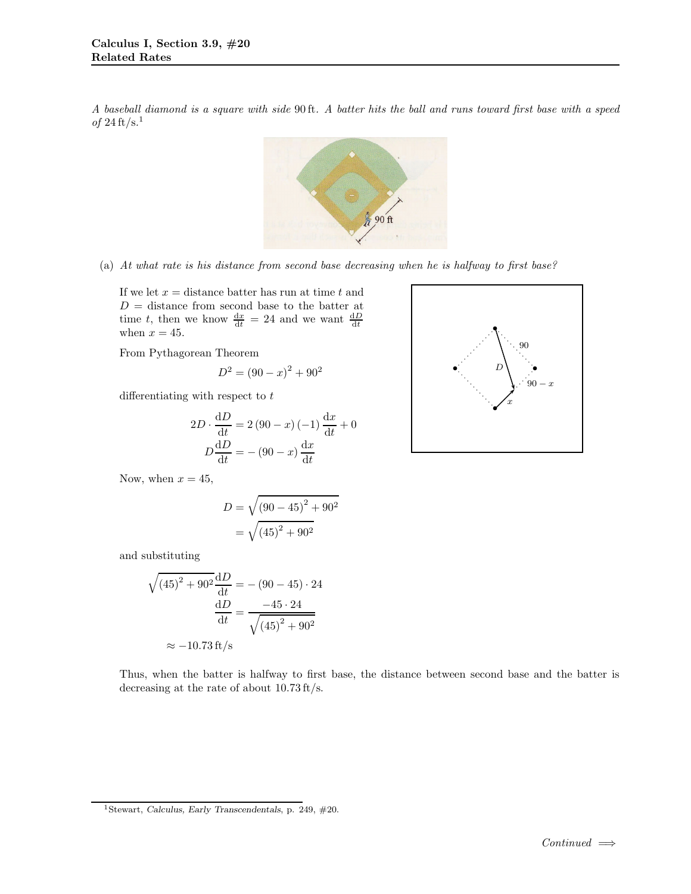A baseball diamond is a square with side 90 ft. A batter hits the ball and runs toward first base with a speed of 24 ft/s.[1]

(a) *At what rate is his distance from second base decreasing when he is halfway to first base?*

If we let $x$ = distance batter has run at time $t$ and $D$ = distance from second base to the batter at time $t$, then we know $\frac{dx}{dt} = 24$ and we want $\frac{dD}{dt}$ when $x = 45$.

From Pythagorean Theorem

$$D^2 = (90 - x)^2 + 90^2$$

differentiating with respect to $t$

$$2D \cdot \frac{dD}{dt} = 2(90 - x)(-1)\frac{dx}{dt} + 0$$

$$D\frac{dD}{dt} = -(90 - x)\frac{dx}{dt}$$

Now, when $x = 45$,

$$D = \sqrt{(90 - 45)^2 + 90^2}$$

$$= \sqrt{(45)^2 + 90^2}$$

and substituting

$$\sqrt{(45)^2 + 90^2}\frac{dD}{dt} = -(90 - 45) \cdot 24$$

$$\frac{dD}{dt} = \frac{-45 \cdot 24}{\sqrt{(45)^2 + 90^2}}$$

$$\approx -10.73 \text{ ft/s}$$

Thus, when the batter is halfway to first base, the distance between second base and the batter is decreasing at the rate of about 10.73 ft/s.

[1] Stewart, *Calculus, Early Transcendentals*, p. 249, #20.

*Continued* $\Longrightarrow$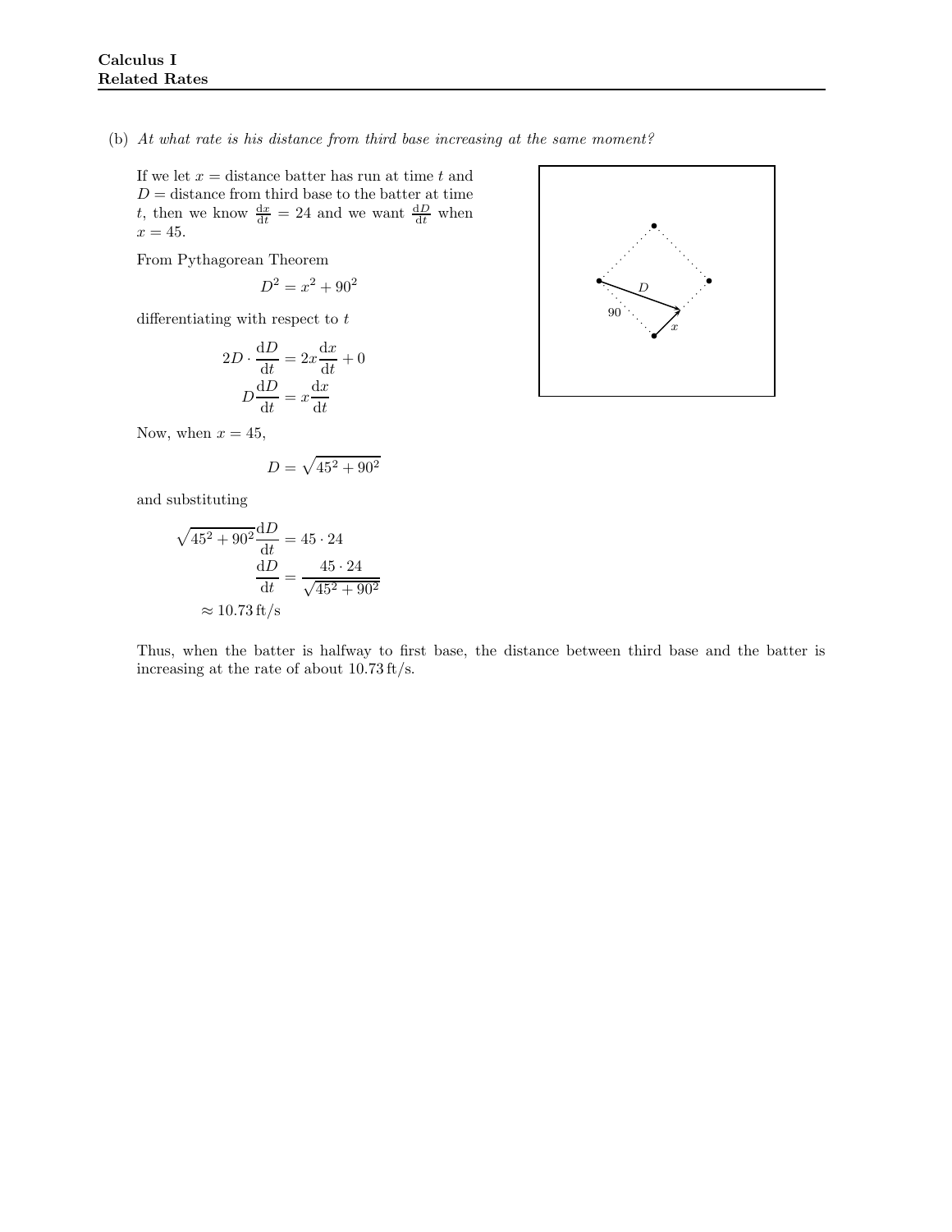(b) *At what rate is his distance from third base increasing at the same moment?*

If we let $x$ = distance batter has run at time $t$ and $D$ = distance from third base to the batter at time $t$, then we know $\frac{dx}{dt} = 24$ and we want $\frac{dD}{dt}$ when $x = 45$.

D

90

x

From Pythagorean Theorem

$$D^2 = x^2 + 90^2$$

differentiating with respect to $t$

$$2D \cdot \frac{dD}{dt} = 2x\frac{dx}{dt} + 0$$

$$D\frac{dD}{dt} = x\frac{dx}{dt}$$

Now, when $x = 45$,

$$D = \sqrt{45^2 + 90^2}$$

and substituting

$$\sqrt{45^2 + 90^2}\frac{dD}{dt} = 45 \cdot 24$$

$$\frac{dD}{dt} = \frac{45 \cdot 24}{\sqrt{45^2 + 90^2}}$$

$$\approx 10.73\,\text{ft/s}$$

Thus, when the batter is halfway to first base, the distance between third base and the batter is increasing at the rate of about 10.73 ft/s.